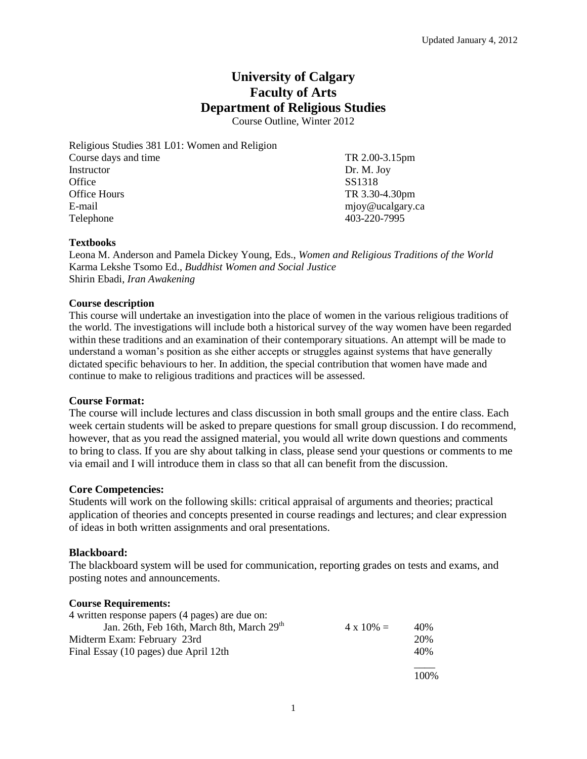Updated January 4, 2012

# University of Calgary
# Faculty of Arts
# Department of Religious Studies

Course Outline, Winter 2012

| Religious Studies 381 L01: Women and Religion | |
|---|---|
| Course days and time | TR 2.00-3.15pm |
| Instructor | Dr. M. Joy |
| Office | SS1318 |
| Office Hours | TR 3.30-4.30pm |
| E-mail | mjoy@ucalgary.ca |
| Telephone | 403-220-7995 |

**Textbooks**

Leona M. Anderson and Pamela Dickey Young, Eds., *Women and Religious Traditions of the World*
Karma Lekshe Tsomo Ed., *Buddhist Women and Social Justice*
Shirin Ebadi, *Iran Awakening*

**Course description**

This course will undertake an investigation into the place of women in the various religious traditions of the world. The investigations will include both a historical survey of the way women have been regarded within these traditions and an examination of their contemporary situations. An attempt will be made to understand a woman's position as she either accepts or struggles against systems that have generally dictated specific behaviours to her. In addition, the special contribution that women have made and continue to make to religious traditions and practices will be assessed.

**Course Format:**

The course will include lectures and class discussion in both small groups and the entire class. Each week certain students will be asked to prepare questions for small group discussion. I do recommend, however, that as you read the assigned material, you would all write down questions and comments to bring to class. If you are shy about talking in class, please send your questions or comments to me via email and I will introduce them in class so that all can benefit from the discussion.

**Core Competencies:**

Students will work on the following skills: critical appraisal of arguments and theories; practical application of theories and concepts presented in course readings and lectures; and clear expression of ideas in both written assignments and oral presentations.

**Blackboard:**

The blackboard system will be used for communication, reporting grades on tests and exams, and posting notes and announcements.

**Course Requirements:**

| | | |
|---|---|---|
| 4 written response papers (4 pages) are due on: Jan. 26th, Feb 16th, March 8th, March 29th | 4 x 10% = | 40% |
| Midterm Exam: February 23rd | | 20% |
| Final Essay (10 pages) due April 12th | | 40% |
| | | 100% |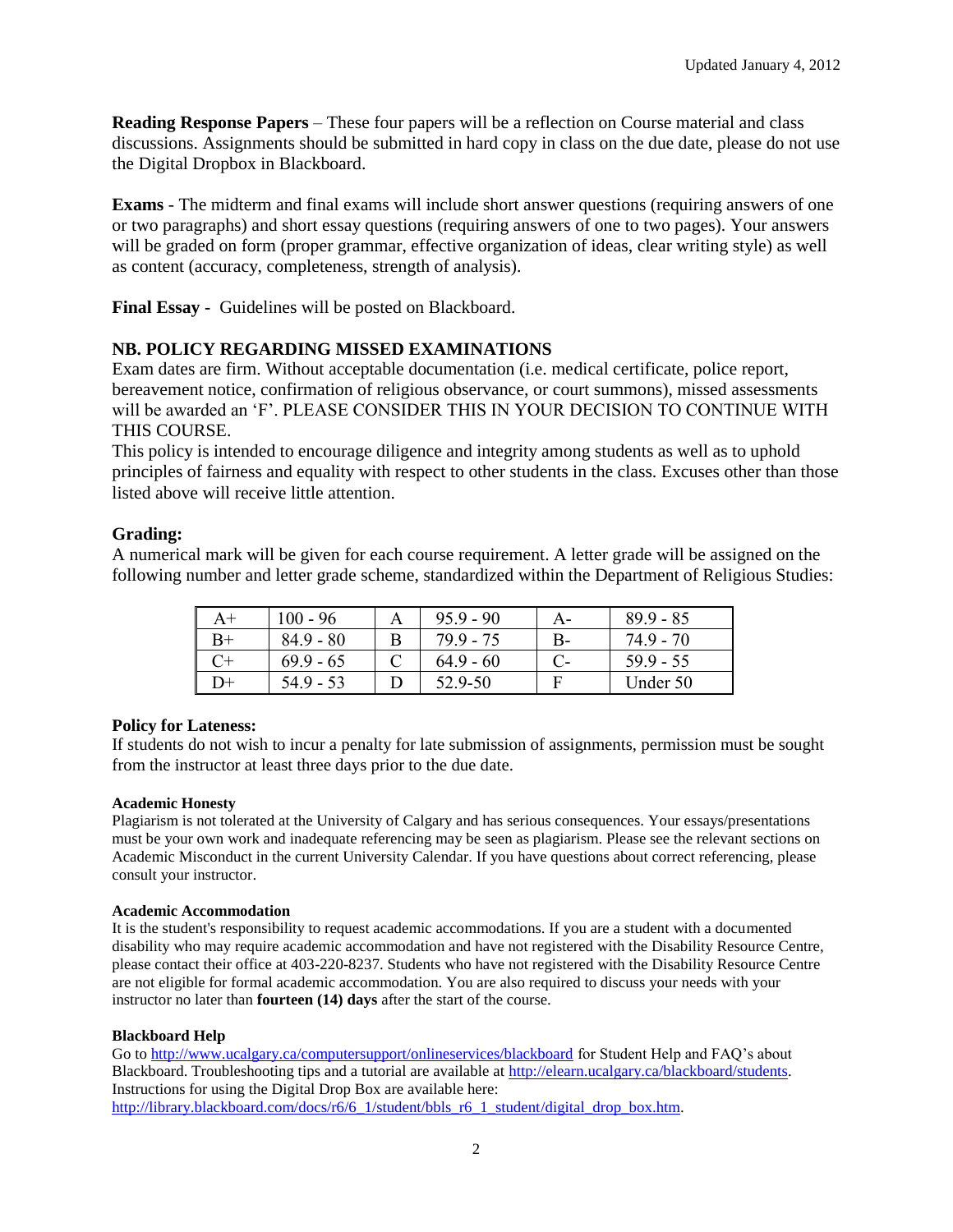**Reading Response Papers** – These four papers will be a reflection on Course material and class discussions. Assignments should be submitted in hard copy in class on the due date, please do not use the Digital Dropbox in Blackboard.

**Exams** - The midterm and final exams will include short answer questions (requiring answers of one or two paragraphs) and short essay questions (requiring answers of one to two pages). Your answers will be graded on form (proper grammar, effective organization of ideas, clear writing style) as well as content (accuracy, completeness, strength of analysis).

**Final Essay** - Guidelines will be posted on Blackboard.

### NB. POLICY REGARDING MISSED EXAMINATIONS

Exam dates are firm. Without acceptable documentation (i.e. medical certificate, police report, bereavement notice, confirmation of religious observance, or court summons), missed assessments will be awarded an 'F'. PLEASE CONSIDER THIS IN YOUR DECISION TO CONTINUE WITH THIS COURSE.

This policy is intended to encourage diligence and integrity among students as well as to uphold principles of fairness and equality with respect to other students in the class. Excuses other than those listed above will receive little attention.

### Grading:

A numerical mark will be given for each course requirement. A letter grade will be assigned on the following number and letter grade scheme, standardized within the Department of Religious Studies:

| A+ | 100 - 96 | A | 95.9 - 90 | A- | 89.9 - 85 |
|---|---|---|---|---|---|
| B+ | 84.9 - 80 | B | 79.9 - 75 | B- | 74.9 - 70 |
| C+ | 69.9 - 65 | C | 64.9 - 60 | C- | 59.9 - 55 |
| D+ | 54.9 - 53 | D | 52.9-50 | F | Under 50 |

**Policy for Lateness:**

If students do not wish to incur a penalty for late submission of assignments, permission must be sought from the instructor at least three days prior to the due date.

**Academic Honesty**

Plagiarism is not tolerated at the University of Calgary and has serious consequences. Your essays/presentations must be your own work and inadequate referencing may be seen as plagiarism. Please see the relevant sections on Academic Misconduct in the current University Calendar. If you have questions about correct referencing, please consult your instructor.

**Academic Accommodation**

It is the student's responsibility to request academic accommodations. If you are a student with a documented disability who may require academic accommodation and have not registered with the Disability Resource Centre, please contact their office at 403-220-8237. Students who have not registered with the Disability Resource Centre are not eligible for formal academic accommodation. You are also required to discuss your needs with your instructor no later than **fourteen (14) days** after the start of the course.

**Blackboard Help**

Go to http://www.ucalgary.ca/computersupport/onlineservices/blackboard for Student Help and FAQ's about Blackboard. Troubleshooting tips and a tutorial are available at http://elearn.ucalgary.ca/blackboard/students. Instructions for using the Digital Drop Box are available here: http://library.blackboard.com/docs/r6/6_1/student/bbls_r6_1_student/digital_drop_box.htm.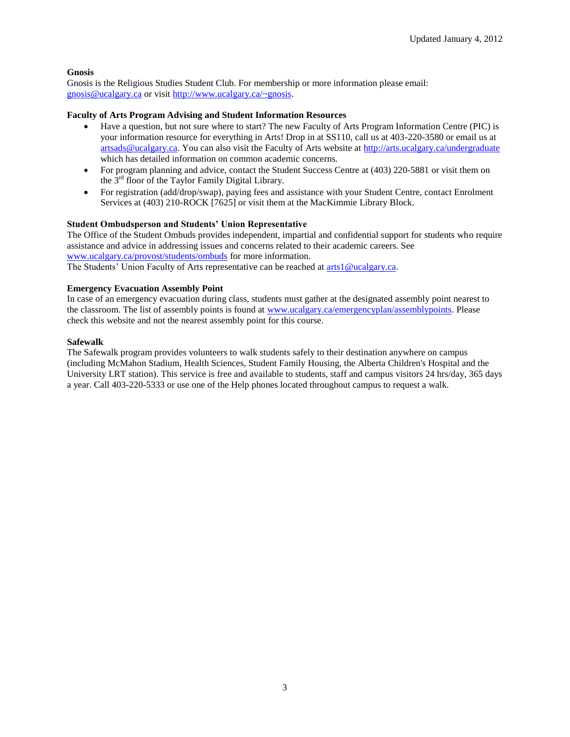Updated January 4, 2012

**Gnosis**

Gnosis is the Religious Studies Student Club. For membership or more information please email: gnosis@ucalgary.ca or visit http://www.ucalgary.ca/~gnosis.

**Faculty of Arts Program Advising and Student Information Resources**

- Have a question, but not sure where to start? The new Faculty of Arts Program Information Centre (PIC) is your information resource for everything in Arts! Drop in at SS110, call us at 403-220-3580 or email us at artsads@ucalgary.ca. You can also visit the Faculty of Arts website at http://arts.ucalgary.ca/undergraduate which has detailed information on common academic concerns.
- For program planning and advice, contact the Student Success Centre at (403) 220-5881 or visit them on the 3rd floor of the Taylor Family Digital Library.
- For registration (add/drop/swap), paying fees and assistance with your Student Centre, contact Enrolment Services at (403) 210-ROCK [7625] or visit them at the MacKimmie Library Block.

**Student Ombudsperson and Students' Union Representative**

The Office of the Student Ombuds provides independent, impartial and confidential support for students who require assistance and advice in addressing issues and concerns related to their academic careers. See www.ucalgary.ca/provost/students/ombuds for more information.
The Students' Union Faculty of Arts representative can be reached at arts1@ucalgary.ca.

**Emergency Evacuation Assembly Point**

In case of an emergency evacuation during class, students must gather at the designated assembly point nearest to the classroom. The list of assembly points is found at www.ucalgary.ca/emergencyplan/assemblypoints. Please check this website and not the nearest assembly point for this course.

**Safewalk**

The Safewalk program provides volunteers to walk students safely to their destination anywhere on campus (including McMahon Stadium, Health Sciences, Student Family Housing, the Alberta Children's Hospital and the University LRT station). This service is free and available to students, staff and campus visitors 24 hrs/day, 365 days a year. Call 403-220-5333 or use one of the Help phones located throughout campus to request a walk.